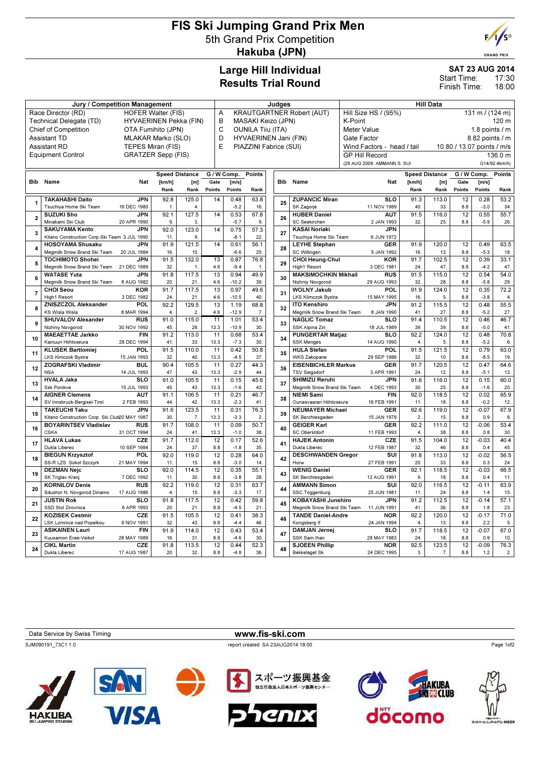# FIS Ski Jumping Grand Prix Men

## 5th Grand Prix Competition

## Hakuba (JPN)

## Large Hill Individual
## Results Trial Round

**SAT 23 AUG 2014**
Start Time: 17:30
Finish Time: 18:00

| Jury / Competition Management | | Judges | | Hill Data | |
|---|---|---|---|---|---|
| Race Director (RD) | HOFER Walter (FIS) | A | KRAUTGARTNER Robert (AUT) | Hill Size HS / (95%) | 131 m / (124 m) |
| Technical Delegate (TD) | HYVAERINEN Pekka (FIN) | B | MASAKI Keizo (JPN) | K-Point | 120 m |
| Chief of Competition | OTA Fumihito (JPN) | C | OUNILA Tiiu (ITA) | Meter Value | 1.8 points / m |
| Assistant TD | MLAKAR Marko (SLO) | D | HYVAERINEN Jani (FIN) | Gate Factor | 8.82 points / m |
| Assistant RD | TEPES Miran (FIS) | E | PIAZZINI Fabrice (SUI) | Wind Factors - head / tail | 10.80 / 13.07 points / m/s |
| Equipment Control | GRATZER Sepp (FIS) | | | GP Hill Record | 136.0 m |
| | | | | (29 AUG 2009 AMMANN S. SUI | G14/92.4km/h) |

| Bib | Name | Nat | Club | Date of birth | Speed [km/h] | Speed Rank | Distance [m] | Distance Rank | Gate | Gate Points | Wind [m/s] | Wind Points | Points | Rank |
|---|---|---|---|---|---|---|---|---|---|---|---|---|---|---|
| 1 | TAKAHASHI Daito | JPN | Tsuchiya Home Ski Team | 16 DEC 1980 | 92.8 | 1. | 125.0 | 4. | 14 | | 0.48 | -5.2 | 63.8 | 16. |
| 2 | SUZUKI Sho | JPN | Minakami Ski Club | 20 APR 1990 | 92.1 | 9. | 127.5 | 3. | 14 | | 0.53 | -5.7 | 67.8 | 9. |
| 3 | SAKUYAMA Kento | JPN | Kitano Construction Corp.Ski Team | 3 JUL 1990 | 92.0 | 11. | 123.0 | 9. | 14 | | 0.75 | -8.1 | 57.3 | 22. |
| 4 | HOSOYAMA Shusaku | JPN | Megmilk Snow Brand Ski Team | 20 JUL 1984 | 91.9 | 16. | 121.5 | 10. | 14 | | 0.61 | -6.6 | 56.1 | 25. |
| 5 | TOCHIMOTO Shohei | JPN | Megmilk Snow Brand Ski Team | 21 DEC 1989 | 91.5 | 32. | 132.0 | 1. | 13 | 4.6 | 0.87 | -9.4 | 76.8 | 1. |
| 6 | WATASE Yuta | JPN | Megmilk Snow Brand Ski Team | 8 AUG 1982 | 91.8 | 20. | 117.5 | 21. | 13 | 4.6 | 0.94 | -10.2 | 49.9 | 39. |
| 7 | CHOI Seou | KOR | High1 Resort | 3 DEC 1982 | 91.7 | 24. | 117.5 | 21. | 13 | 4.6 | 0.97 | -10.5 | 49.6 | 40. |
| 8 | ZNISZCZOL Aleksander | POL | KS Wisla Wisla | 8 MAR 1994 | 92.2 | 4. | 129.5 | 2. | 13 | 4.6 | 1.19 | -12.9 | 68.8 | 7. |
| 9 | SHUVALOV Alexander | RUS | Nizhniy Novgorod | 30 NOV 1992 | 91.0 | 45. | 115.0 | 28. | 11 | 13.3 | 1.01 | -10.9 | 53.4 | 30. |
| 10 | MAEAETTAE Jarkko | FIN | Kainuun Hiihtoseura | 28 DEC 1994 | 91.2 | 41. | 113.0 | 33. | 11 | 13.3 | 0.68 | -7.3 | 53.4 | 30. |
| 11 | KLUSEK Bartlomiej | POL | LKS Klmczok Bystra | 15 JAN 1993 | 91.5 | 32. | 110.0 | 40. | 11 | 13.3 | 0.42 | -4.5 | 50.8 | 37. |
| 12 | ZOGRAFSKI Vladimir | BUL | NSA | 14 JUL 1993 | 90.4 | 47. | 105.5 | 43. | 11 | 13.3 | 0.27 | -2.9 | 44.3 | 44. |
| 13 | HVALA Jaka | SLO | Ssk Ponikve | 15 JUL 1993 | 91.0 | 45. | 105.5 | 43. | 11 | 13.3 | 0.15 | -1.6 | 45.6 | 43. |
| 14 | AIGNER Clemens | AUT | SV Innsbruck-Bergisel-Tirol | 2 FEB 1993 | 91.1 | 44. | 106.5 | 42. | 11 | 13.3 | 0.21 | -2.3 | 46.7 | 41. |
| 15 | TAKEUCHI Taku | JPN | Kitano Construction Corp. Ski Club | 20 MAY 1987 | 91.6 | 30. | 123.5 | 7. | 11 | 13.3 | 0.31 | -3.3 | 76.3 | 2. |
| 16 | BOYARINTSEV Vladislav | RUS | CSKA | 31 OCT 1994 | 91.7 | 24. | 108.0 | 41. | 11 | 13.3 | 0.09 | -1.0 | 50.7 | 38. |
| 17 | HLAVA Lukas | CZE | Dukla Liberec | 10 SEP 1984 | 91.7 | 24. | 112.0 | 37. | 12 | 8.8 | 0.17 | -1.8 | 52.6 | 35. |
| 18 | BIEGUN Krzysztof | POL | SS-R LZS Sokol Szczyrk | 21 MAY 1994 | 92.0 | 11. | 119.0 | 15. | 12 | 8.8 | 0.28 | -3.0 | 64.0 | 14. |
| 19 | DEZMAN Nejc | SLO | SK Triglav Kranj | 7 DEC 1992 | 92.0 | 11. | 114.5 | 30. | 12 | 8.8 | 0.35 | -3.8 | 55.1 | 28. |
| 20 | KORNILOV Denis | RUS | Sdushor N. Novgorod Dinamo | 17 AUG 1986 | 92.2 | 4. | 119.0 | 15. | 12 | 8.8 | 0.31 | -3.3 | 63.7 | 17. |
| 21 | JUSTIN Rok | SLO | SSD Stol Zirovnica | 6 APR 1993 | 91.8 | 20. | 117.5 | 21. | 12 | 8.8 | 0.42 | -4.5 | 59.8 | 21. |
| 22 | KOZISEK Cestmir | CZE | LSK Lomnice nad Popelkou | 9 NOV 1991 | 91.5 | 32. | 105.5 | 43. | 12 | 8.8 | 0.41 | -4.4 | 38.3 | 46. |
| 23 | ASIKAINEN Lauri | FIN | Kuusamon Erae-Veikot | 28 MAY 1989 | 91.9 | 16. | 114.0 | 31. | 12 | 8.8 | 0.43 | -4.6 | 53.4 | 30. |
| 24 | CIKL Martin | CZE | Dukla Liberec | 17 AUG 1987 | 91.8 | 20. | 113.5 | 32. | 12 | 8.8 | 0.44 | -4.8 | 52.3 | 36. |
| 25 | ZUPANCIC Miran | SLO | SK Zagorje | 11 NOV 1989 | 91.3 | 40. | 113.0 | 33. | 12 | 8.8 | 0.28 | -3.0 | 53.2 | 34. |
| 26 | HUBER Daniel | AUT | SC Seekirchen | 2 JAN 1993 | 91.5 | 32. | 116.0 | 25. | 12 | 8.8 | 0.55 | -5.9 | 55.7 | 26. |
| 27 | KASAI Noriaki | JPN | Tsuchiya Home Ski Team | 6 JUN 1972 | | | | | | | | | | |
| 28 | LEYHE Stephan | GER | SC Willingen | 5 JAN 1992 | 91.9 | 16. | 120.0 | 13. | 12 | 8.8 | 0.49 | -5.3 | 63.5 | 18. |
| 29 | CHOI Heung-Chul | KOR | High1 Resort | 3 DEC 1981 | 91.7 | 24. | 102.5 | 47. | 12 | 8.8 | 0.39 | -4.2 | 33.1 | 47. |
| 30 | MAKSIMOCHKIN Mikhail | RUS | Nizhniy Novgorod | 29 AUG 1993 | 91.5 | 32. | 115.0 | 28. | 12 | 8.8 | 0.54 | -5.8 | 54.0 | 29. |
| 31 | WOLNY Jakub | POL | LKS Klimczok Bystra | 15 MAY 1995 | 91.9 | 16. | 124.0 | 5. | 12 | 8.8 | 0.35 | -3.8 | 72.2 | 4. |
| 32 | ITO Kenshiro | JPN | Megmilk Snow Brand Ski Team | 8 JAN 1990 | 91.2 | 41. | 115.5 | 27. | 12 | 8.8 | 0.48 | -5.2 | 55.5 | 27. |
| 33 | NAGLIC Tomaz | SLO | SSK Alpina Ziri | 18 JUL 1989 | 91.4 | 39. | 110.5 | 39. | 12 | 8.8 | 0.46 | -5.0 | 46.7 | 41. |
| 34 | PUNGERTAR Matjaz | SLO | SSK Menges | 14 AUG 1990 | 92.2 | 4. | 124.0 | 5. | 12 | 8.8 | 0.48 | -5.2 | 70.8 | 6. |
| 35 | HULA Stefan | POL | WKS Zakopane | 29 SEP 1986 | 91.5 | 32. | 121.5 | 10. | 12 | 8.8 | 0.79 | -8.5 | 63.0 | 19. |
| 36 | EISENBICHLER Markus | GER | TSV Siegsdorf | 3 APR 1991 | 91.7 | 24. | 120.5 | 12. | 12 | 8.8 | 0.47 | -5.1 | 64.6 | 13. |
| 37 | SHIMIZU Reruhi | JPN | Megmilk Snow Brand Ski Team | 4 DEC 1993 | 91.6 | 30. | 116.0 | 25. | 12 | 8.8 | 0.15 | -1.6 | 60.0 | 20. |
| 38 | NIEMI Sami | FIN | Ounasvaaran Hiihtoseura | 16 FEB 1991 | 92.0 | 11. | 118.5 | 18. | 12 | 8.8 | 0.02 | -0.2 | 65.9 | 12. |
| 39 | NEUMAYER Michael | GER | SK Berchtesgaden | 15 JAN 1979 | 92.6 | 2. | 119.0 | 15. | 12 | 8.8 | -0.07 | 0.9 | 67.9 | 8. |
| 40 | GEIGER Karl | GER | SC Oberstdorf | 11 FEB 1993 | 92.2 | 4. | 111.0 | 38. | 12 | 8.8 | -0.06 | 0.8 | 53.4 | 30. |
| 41 | HAJEK Antonin | CZE | Dukla Liberec | 12 FEB 1987 | 91.5 | 32. | 104.0 | 46. | 12 | 8.8 | -0.03 | 0.4 | 40.4 | 45. |
| 42 | DESCHWANDEN Gregor | SUI | Horw | 27 FEB 1991 | 91.8 | 20. | 113.0 | 33. | 12 | 8.8 | -0.02 | 0.3 | 56.5 | 24. |
| 43 | WENIG Daniel | GER | SK Berchtesgaden | 12 AUG 1991 | 92.1 | 9. | 118.5 | 18. | 12 | 8.8 | -0.03 | 0.4 | 66.5 | 11. |
| 44 | AMMANN Simon | SUI | SSC Toggenburg | 25 JUN 1981 | 92.0 | 11. | 116.5 | 24. | 12 | 8.8 | -0.11 | 1.4 | 63.9 | 15. |
| 45 | KOBAYASHI Junshiro | JPN | Megmilk Snow Brand Ski Team | 11 JUN 1991 | 91.2 | 41. | 112.5 | 36. | 12 | 8.8 | -0.14 | 1.8 | 57.1 | 23. |
| 46 | TANDE Daniel-Andre | NOR | Kongsberg If | 24 JAN 1994 | 92.2 | 4. | 120.0 | 13. | 12 | 8.8 | -0.17 | 2.2 | 71.0 | 5. |
| 47 | DAMJAN Jernej | SLO | SSK Sam Ihan | 28 MAY 1983 | 91.7 | 24. | 118.5 | 18. | 12 | 8.8 | -0.07 | 0.9 | 67.0 | 10. |
| 48 | SJOEEN Phillip | NOR | Bekkelaget Sk | 24 DEC 1995 | 92.5 | 3. | 123.5 | 7. | 12 | 8.8 | -0.09 | 1.2 | 76.3 | 2. |

Data Service by Swiss Timing

www.fis-ski.com

SJM090191_73C1 1.0 report created SA 23AUG2014 18:00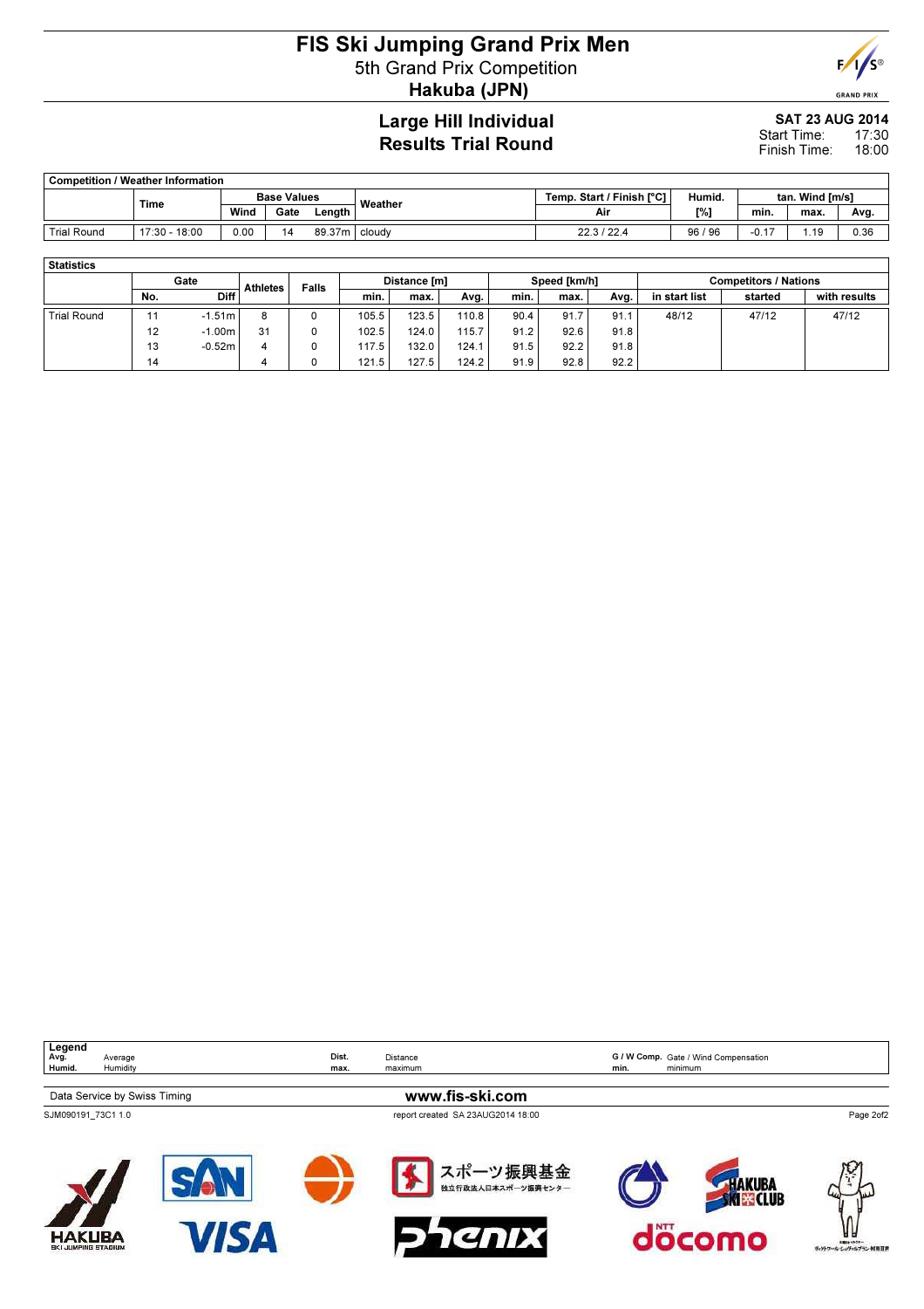# FIS Ski Jumping Grand Prix Men

5th Grand Prix Competition

**Hakuba (JPN)**

## Large Hill Individual
## Results Trial Round

**SAT 23 AUG 2014**
Start Time: 17:30
Finish Time: 18:00

**Competition / Weather Information**

| | Time | Base Values | | | Weather | Temp. Start / Finish [°C] | Humid. | tan. Wind [m/s] | | |
|---|---|---|---|---|---|---|---|---|---|---|
| | | Wind | Gate | Length | | Air | [%] | min. | max. | Avg. |
| Trial Round | 17:30 - 18:00 | 0.00 | 14 | 89.37m | cloudy | 22.3 / 22.4 | 96 / 96 | -0.17 | 1.19 | 0.36 |

**Statistics**

| | Gate | | Athletes | Falls | Distance [m] | | | Speed [km/h] | | | Competitors / Nations | | |
|---|---|---|---|---|---|---|---|---|---|---|---|---|---|
| | No. | Diff | | | min. | max. | Avg. | min. | max. | Avg. | in start list | started | with results |
| Trial Round | 11 | -1.51m | 8 | 0 | 105.5 | 123.5 | 110.8 | 90.4 | 91.7 | 91.1 | 48/12 | 47/12 | 47/12 |
| | 12 | -1.00m | 31 | 0 | 102.5 | 124.0 | 115.7 | 91.2 | 92.6 | 91.8 | | | |
| | 13 | -0.52m | 4 | 0 | 117.5 | 132.0 | 124.1 | 91.5 | 92.2 | 91.8 | | | |
| | 14 | | 4 | 0 | 121.5 | 127.5 | 124.2 | 91.9 | 92.8 | 92.2 | | | |

**Legend**
Avg. Average
Humid. Humidity
Dist. Distance
max. maximum
G / W Comp. Gate / Wind Compensation
min. minimum

Data Service by Swiss Timing
www.fis-ski.com

SJM090191_73C1 1.0
report created SA 23AUG2014 18:00